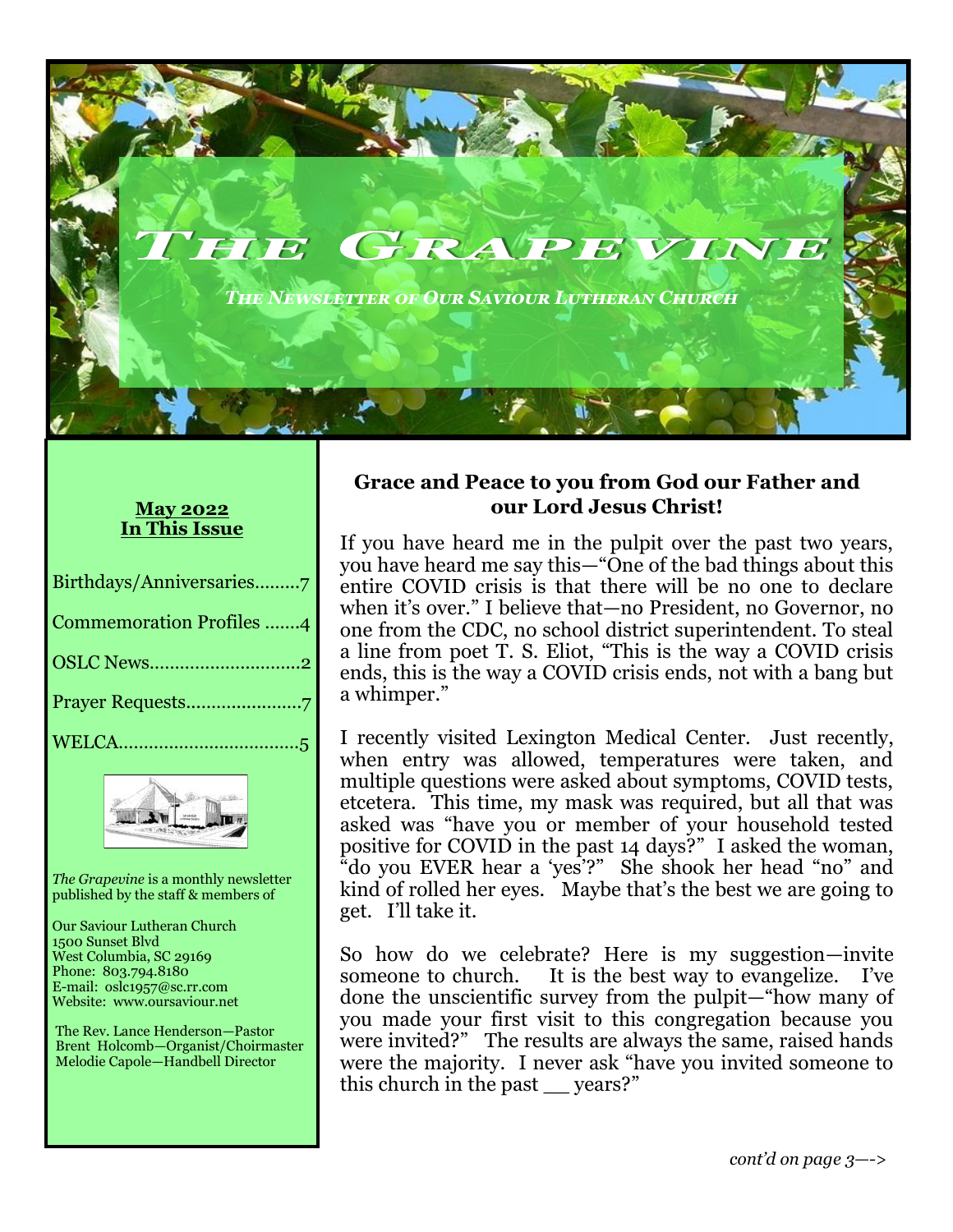# The Grapevine

*The Newsletter of Our Saviour Lutheran Church*

**May 2022**
**In This Issue**

- Birthdays/Anniversaries.........7
- Commemoration Profiles .......4
- OSLC News..............................2
- Prayer Requests.......................7
- WELCA...................................5

*The Grapevine* is a monthly newsletter published by the staff & members of

Our Saviour Lutheran Church
1500 Sunset Blvd
West Columbia, SC 29169
Phone: 803.794.8180
E-mail: oslc1957@sc.rr.com
Website: www.oursaviour.net

The Rev. Lance Henderson—Pastor
Brent Holcomb—Organist/Choirmaster
Melodie Capole—Handbell Director

## Grace and Peace to you from God our Father and our Lord Jesus Christ!

If you have heard me in the pulpit over the past two years, you have heard me say this—"One of the bad things about this entire COVID crisis is that there will be no one to declare when it's over." I believe that—no President, no Governor, no one from the CDC, no school district superintendent. To steal a line from poet T. S. Eliot, "This is the way a COVID crisis ends, this is the way a COVID crisis ends, not with a bang but a whimper."

I recently visited Lexington Medical Center. Just recently, when entry was allowed, temperatures were taken, and multiple questions were asked about symptoms, COVID tests, etcetera. This time, my mask was required, but all that was asked was "have you or member of your household tested positive for COVID in the past 14 days?" I asked the woman, "do you EVER hear a 'yes'?" She shook her head "no" and kind of rolled her eyes. Maybe that's the best we are going to get. I'll take it.

So how do we celebrate? Here is my suggestion—invite someone to church. It is the best way to evangelize. I've done the unscientific survey from the pulpit—"how many of you made your first visit to this congregation because you were invited?" The results are always the same, raised hands were the majority. I never ask "have you invited someone to this church in the past __ years?"

*cont'd on page 3—->*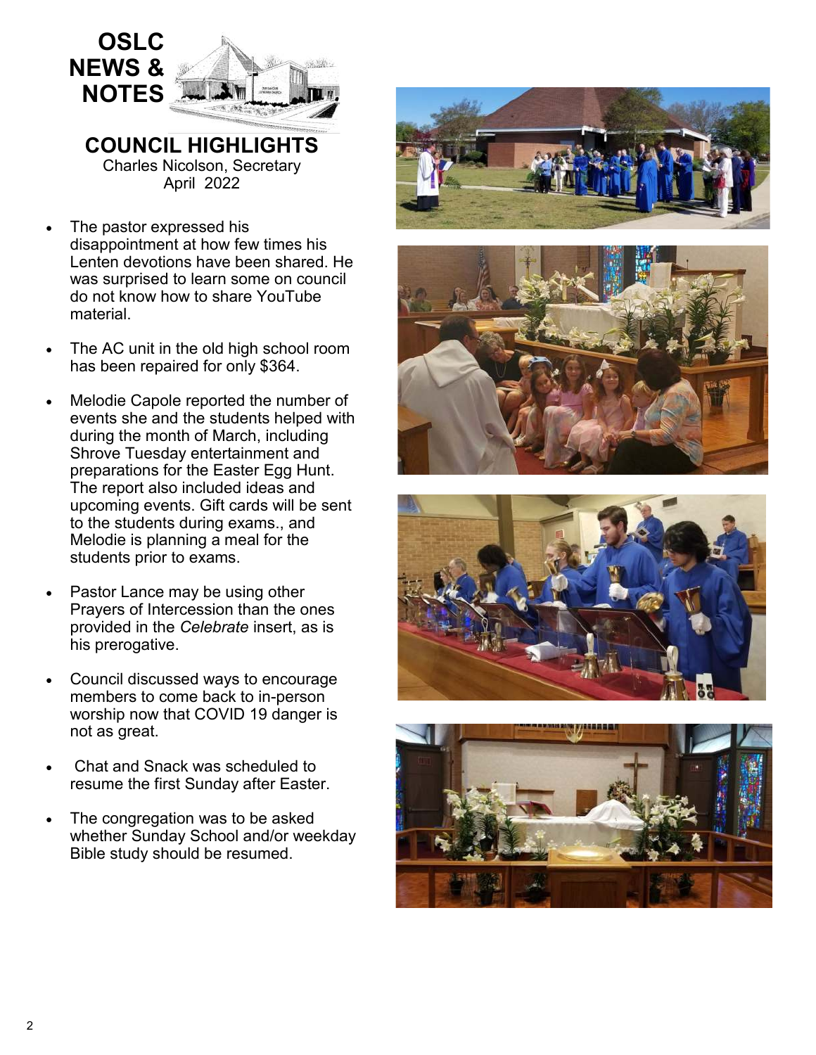# OSLC NEWS & NOTES

## COUNCIL HIGHLIGHTS

Charles Nicolson, Secretary
April 2022

- The pastor expressed his disappointment at how few times his Lenten devotions have been shared. He was surprised to learn some on council do not know how to share YouTube material.

- The AC unit in the old high school room has been repaired for only $364.

- Melodie Capole reported the number of events she and the students helped with during the month of March, including Shrove Tuesday entertainment and preparations for the Easter Egg Hunt. The report also included ideas and upcoming events. Gift cards will be sent to the students during exams., and Melodie is planning a meal for the students prior to exams.

- Pastor Lance may be using other Prayers of Intercession than the ones provided in the *Celebrate* insert, as is his prerogative.

- Council discussed ways to encourage members to come back to in-person worship now that COVID 19 danger is not as great.

- Chat and Snack was scheduled to resume the first Sunday after Easter.

- The congregation was to be asked whether Sunday School and/or weekday Bible study should be resumed.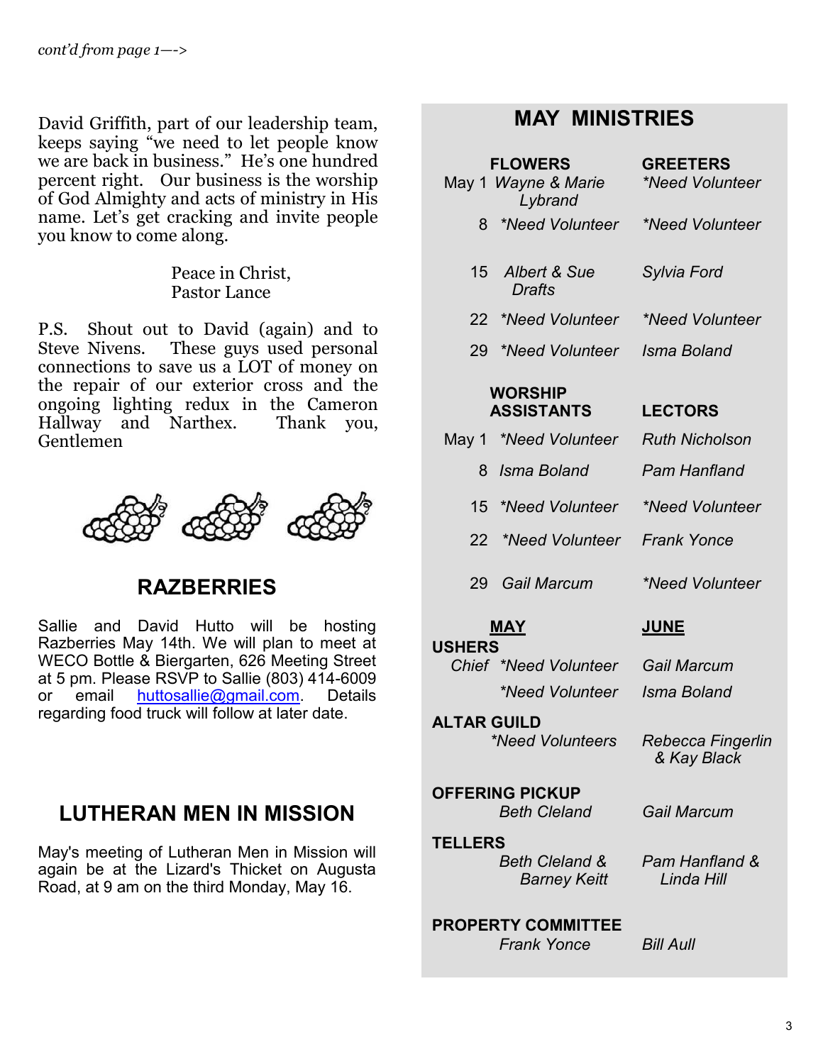*cont'd from page 1—>*

David Griffith, part of our leadership team, keeps saying "we need to let people know we are back in business." He's one hundred percent right. Our business is the worship of God Almighty and acts of ministry in His name. Let's get cracking and invite people you know to come along.

Peace in Christ,
Pastor Lance

P.S. Shout out to David (again) and to Steve Nivens. These guys used personal connections to save us a LOT of money on the repair of our exterior cross and the ongoing lighting redux in the Cameron Hallway and Narthex. Thank you, Gentlemen

## RAZBERRIES

Sallie and David Hutto will be hosting Razberries May 14th. We will plan to meet at WECO Bottle & Biergarten, 626 Meeting Street at 5 pm. Please RSVP to Sallie (803) 414-6009 or email huttosallie@gmail.com. Details regarding food truck will follow at later date.

## LUTHERAN MEN IN MISSION

May's meeting of Lutheran Men in Mission will again be at the Lizard's Thicket on Augusta Road, at 9 am on the third Monday, May 16.

## MAY MINISTRIES

| | FLOWERS | GREETERS |
|---|---|---|
| May 1 | *Wayne & Marie Lybrand* | *\*Need Volunteer* |
| 8 | *\*Need Volunteer* | *\*Need Volunteer* |
| 15 | *Albert & Sue Drafts* | *Sylvia Ford* |
| 22 | *\*Need Volunteer* | *\*Need Volunteer* |
| 29 | *\*Need Volunteer* | *Isma Boland* |

| | WORSHIP ASSISTANTS | LECTORS |
|---|---|---|
| May 1 | *\*Need Volunteer* | *Ruth Nicholson* |
| 8 | *Isma Boland* | *Pam Hanfland* |
| 15 | *\*Need Volunteer* | *\*Need Volunteer* |
| 22 | *\*Need Volunteer* | *Frank Yonce* |
| 29 | *Gail Marcum* | *\*Need Volunteer* |

| | MAY | JUNE |
|---|---|---|
| **USHERS** | | |
| *Chief* | *\*Need Volunteer* | *Gail Marcum* |
| | *\*Need Volunteer* | *Isma Boland* |
| **ALTAR GUILD** | *\*Need Volunteers* | *Rebecca Fingerlin & Kay Black* |
| **OFFERING PICKUP** | *Beth Cleland* | *Gail Marcum* |
| **TELLERS** | *Beth Cleland & Barney Keitt* | *Pam Hanfland & Linda Hill* |
| **PROPERTY COMMITTEE** | *Frank Yonce* | *Bill Aull* |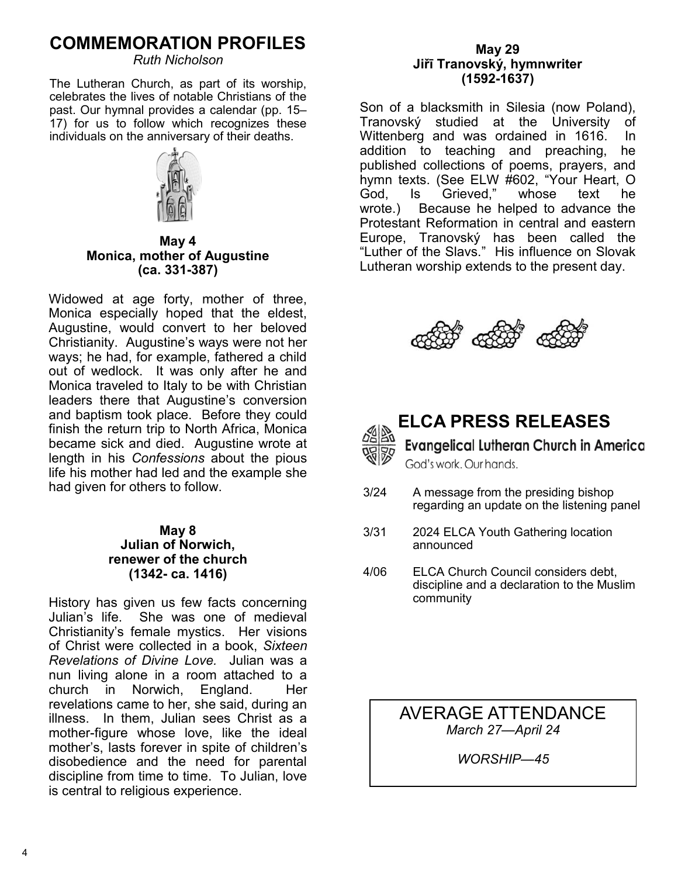# COMMEMORATION PROFILES

*Ruth Nicholson*

The Lutheran Church, as part of its worship, celebrates the lives of notable Christians of the past. Our hymnal provides a calendar (pp. 15–17) for us to follow which recognizes these individuals on the anniversary of their deaths.

### May 4
### Monica, mother of Augustine
### (ca. 331-387)

Widowed at age forty, mother of three, Monica especially hoped that the eldest, Augustine, would convert to her beloved Christianity. Augustine's ways were not her ways; he had, for example, fathered a child out of wedlock. It was only after he and Monica traveled to Italy to be with Christian leaders there that Augustine's conversion and baptism took place. Before they could finish the return trip to North Africa, Monica became sick and died. Augustine wrote at length in his *Confessions* about the pious life his mother had led and the example she had given for others to follow.

### May 8
### Julian of Norwich, renewer of the church
### (1342- ca. 1416)

History has given us few facts concerning Julian's life. She was one of medieval Christianity's female mystics. Her visions of Christ were collected in a book, *Sixteen Revelations of Divine Love.* Julian was a nun living alone in a room attached to a church in Norwich, England. Her revelations came to her, she said, during an illness. In them, Julian sees Christ as a mother-figure whose love, like the ideal mother's, lasts forever in spite of children's disobedience and the need for parental discipline from time to time. To Julian, love is central to religious experience.

### May 29
### Jiří Tranovský, hymnwriter
### (1592-1637)

Son of a blacksmith in Silesia (now Poland), Tranovský studied at the University of Wittenberg and was ordained in 1616. In addition to teaching and preaching, he published collections of poems, prayers, and hymn texts. (See ELW #602, "Your Heart, O God, Is Grieved," whose text he wrote.) Because he helped to advance the Protestant Reformation in central and eastern Europe, Tranovský has been called the "Luther of the Slavs." His influence on Slovak Lutheran worship extends to the present day.

# ELCA PRESS RELEASES

**Evangelical Lutheran Church in America**

God's work. Our hands.

| | |
|---|---|
| 3/24 | A message from the presiding bishop regarding an update on the listening panel |
| 3/31 | 2024 ELCA Youth Gathering location announced |
| 4/06 | ELCA Church Council considers debt, discipline and a declaration to the Muslim community |

## AVERAGE ATTENDANCE

*March 27—April 24*

*WORSHIP—45*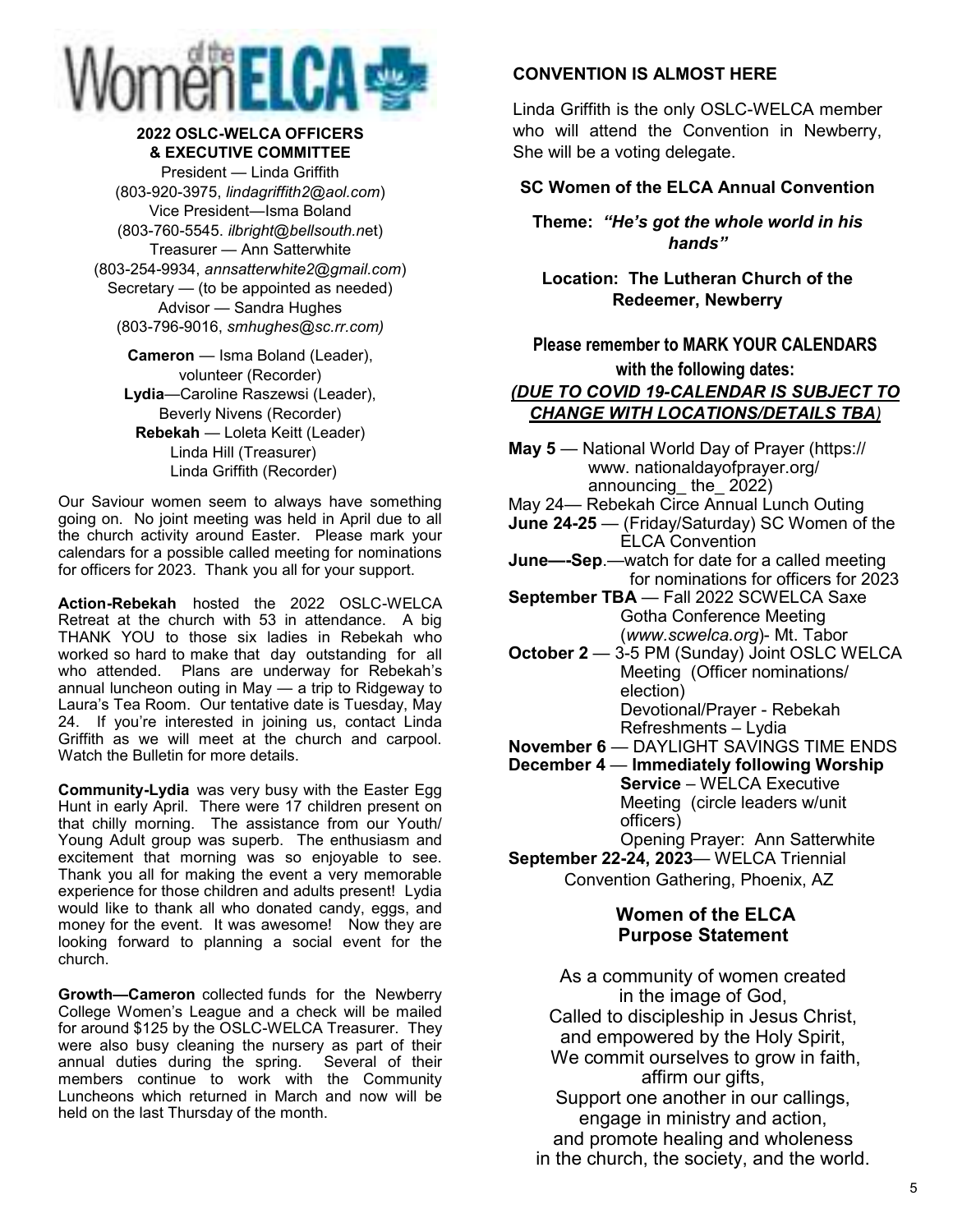# Women of the ELCA

**2022 OSLC-WELCA OFFICERS & EXECUTIVE COMMITTEE**

President — Linda Griffith (803-920-3975, *lindagriffith2@aol.com*)
Vice President—Isma Boland (803-760-5545. *ilbright@bellsouth.n*et)
Treasurer — Ann Satterwhite (803-254-9934, *annsatterwhite2@gmail.com*)
Secretary — (to be appointed as needed)
Advisor — Sandra Hughes (803-796-9016, *smhughes@sc.rr.com)*

**Cameron** — Isma Boland (Leader), volunteer (Recorder)
**Lydia**—Caroline Raszewsi (Leader), Beverly Nivens (Recorder)
**Rebekah** — Loleta Keitt (Leader)
Linda Hill (Treasurer)
Linda Griffith (Recorder)

Our Saviour women seem to always have something going on. No joint meeting was held in April due to all the church activity around Easter. Please mark your calendars for a possible called meeting for nominations for officers for 2023. Thank you all for your support.

**Action-Rebekah** hosted the 2022 OSLC-WELCA Retreat at the church with 53 in attendance. A big THANK YOU to those six ladies in Rebekah who worked so hard to make that day outstanding for all who attended. Plans are underway for Rebekah's annual luncheon outing in May — a trip to Ridgeway to Laura's Tea Room. Our tentative date is Tuesday, May 24. If you're interested in joining us, contact Linda Griffith as we will meet at the church and carpool. Watch the Bulletin for more details.

**Community-Lydia** was very busy with the Easter Egg Hunt in early April. There were 17 children present on that chilly morning. The assistance from our Youth/ Young Adult group was superb. The enthusiasm and excitement that morning was so enjoyable to see. Thank you all for making the event a very memorable experience for those children and adults present! Lydia would like to thank all who donated candy, eggs, and money for the event. It was awesome! Now they are looking forward to planning a social event for the church.

**Growth—Cameron** collected funds for the Newberry College Women's League and a check will be mailed for around $125 by the OSLC-WELCA Treasurer. They were also busy cleaning the nursery as part of their annual duties during the spring. Several of their members continue to work with the Community Luncheons which returned in March and now will be held on the last Thursday of the month.

## CONVENTION IS ALMOST HERE

Linda Griffith is the only OSLC-WELCA member who will attend the Convention in Newberry, She will be a voting delegate.

**SC Women of the ELCA Annual Convention**

**Theme: *"He's got the whole world in his hands"***

**Location: The Lutheran Church of the Redeemer, Newberry**

**Please remember to MARK YOUR CALENDARS with the following dates:**
***(DUE TO COVID 19-CALENDAR IS SUBJECT TO CHANGE WITH LOCATIONS/DETAILS TBA)***

**May 5** — National World Day of Prayer (https:// www. nationaldayofprayer.org/ announcing_ the_ 2022)
May 24— Rebekah Circe Annual Lunch Outing
**June 24-25** — (Friday/Saturday) SC Women of the ELCA Convention
**June—-Sep**.—watch for date for a called meeting for nominations for officers for 2023
**September TBA** — Fall 2022 SCWELCA Saxe Gotha Conference Meeting (*www.scwelca.org*)- Mt. Tabor
**October 2** — 3-5 PM (Sunday) Joint OSLC WELCA Meeting (Officer nominations/ election)
Devotional/Prayer - Rebekah
Refreshments – Lydia
**November 6** — DAYLIGHT SAVINGS TIME ENDS
**December 4** — **Immediately following Worship Service** – WELCA Executive Meeting (circle leaders w/unit officers)
Opening Prayer: Ann Satterwhite
**September 22-24, 2023**— WELCA Triennial Convention Gathering, Phoenix, AZ

## Women of the ELCA Purpose Statement

As a community of women created
in the image of God,
Called to discipleship in Jesus Christ,
and empowered by the Holy Spirit,
We commit ourselves to grow in faith,
affirm our gifts,
Support one another in our callings,
engage in ministry and action,
and promote healing and wholeness
in the church, the society, and the world.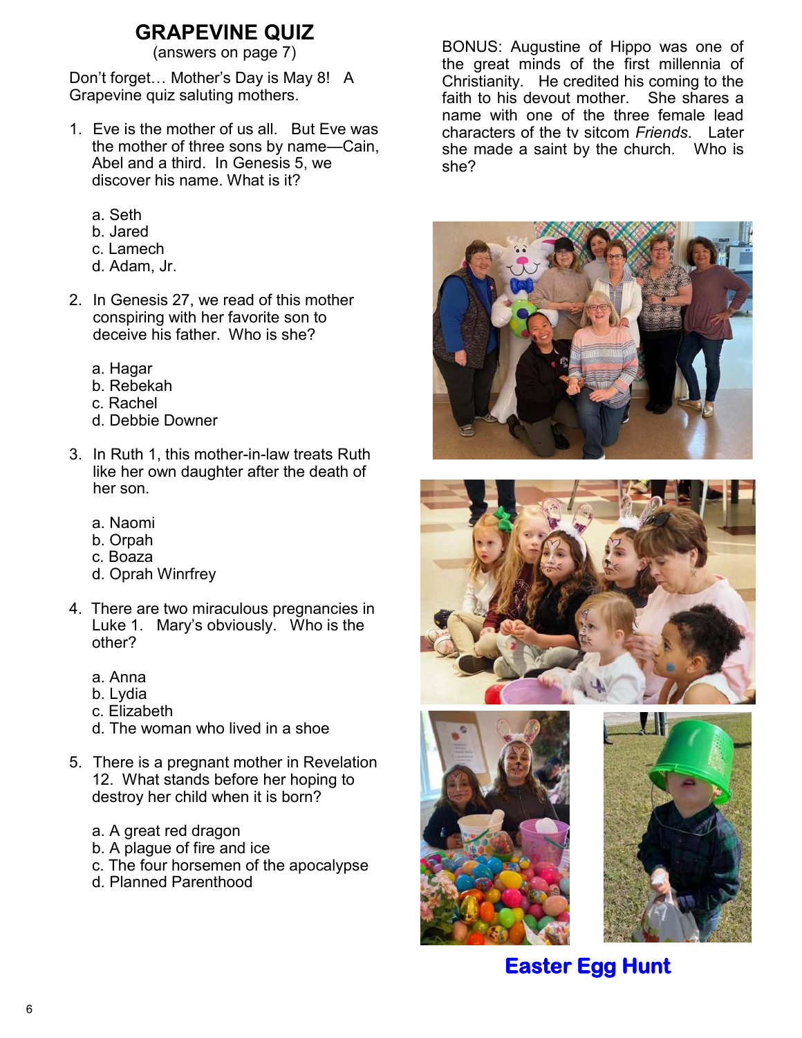# GRAPEVINE QUIZ

(answers on page 7)

Don't forget… Mother's Day is May 8! A Grapevine quiz saluting mothers.

1. Eve is the mother of us all. But Eve was the mother of three sons by name—Cain, Abel and a third. In Genesis 5, we discover his name. What is it?

   a. Seth
   b. Jared
   c. Lamech
   d. Adam, Jr.

2. In Genesis 27, we read of this mother conspiring with her favorite son to deceive his father. Who is she?

   a. Hagar
   b. Rebekah
   c. Rachel
   d. Debbie Downer

3. In Ruth 1, this mother-in-law treats Ruth like her own daughter after the death of her son.

   a. Naomi
   b. Orpah
   c. Boaza
   d. Oprah Winrfrey

4. There are two miraculous pregnancies in Luke 1. Mary's obviously. Who is the other?

   a. Anna
   b. Lydia
   c. Elizabeth
   d. The woman who lived in a shoe

5. There is a pregnant mother in Revelation 12. What stands before her hoping to destroy her child when it is born?

   a. A great red dragon
   b. A plague of fire and ice
   c. The four horsemen of the apocalypse
   d. Planned Parenthood

BONUS: Augustine of Hippo was one of the great minds of the first millennia of Christianity. He credited his coming to the faith to his devout mother. She shares a name with one of the three female lead characters of the tv sitcom *Friends*. Later she made a saint by the church. Who is she?

**Easter Egg Hunt**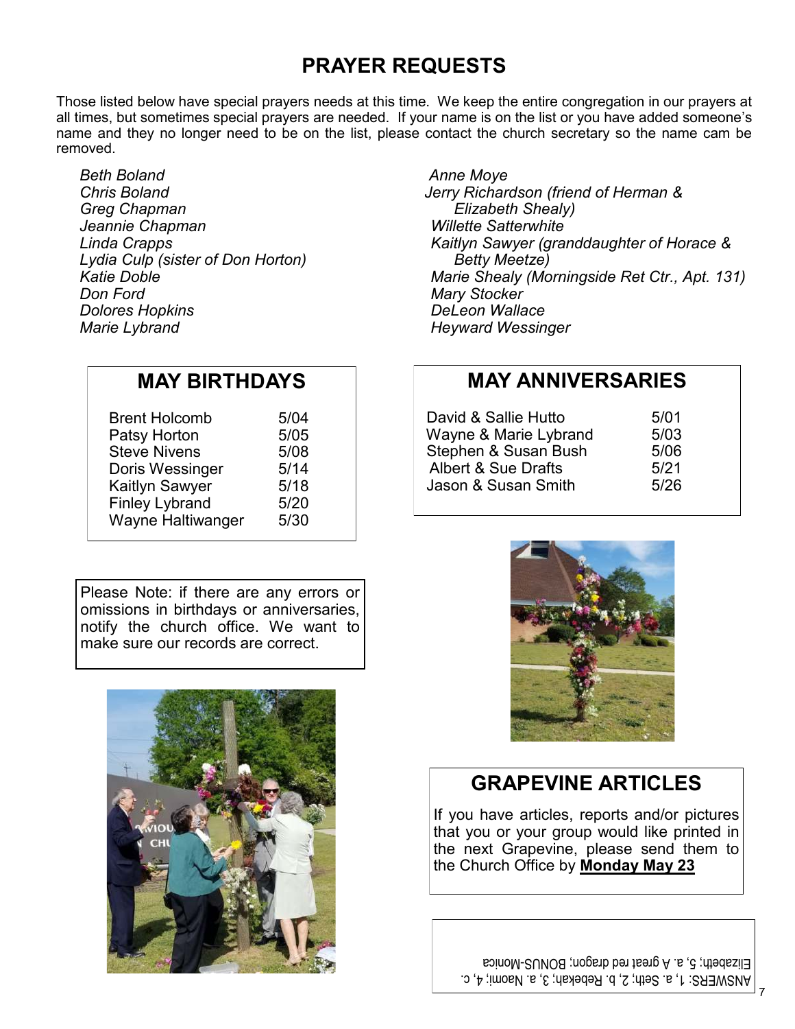## PRAYER REQUESTS

Those listed below have special prayers needs at this time. We keep the entire congregation in our prayers at all times, but sometimes special prayers are needed. If your name is on the list or you have added someone's name and they no longer need to be on the list, please contact the church secretary so the name cam be removed.

*Beth Boland*
*Chris Boland*
*Greg Chapman*
*Jeannie Chapman*
*Linda Crapps*
*Lydia Culp (sister of Don Horton)*
*Katie Doble*
*Don Ford*
*Dolores Hopkins*
*Marie Lybrand*
*Anne Moye*
*Jerry Richardson (friend of Herman & Elizabeth Shealy)*
*Willette Satterwhite*
*Kaitlyn Sawyer (granddaughter of Horace & Betty Meetze)*
*Marie Shealy (Morningside Ret Ctr., Apt. 131)*
*Mary Stocker*
*DeLeon Wallace*
*Heyward Wessinger*

## MAY BIRTHDAYS

| | |
|---|---|
| Brent Holcomb | 5/04 |
| Patsy Horton | 5/05 |
| Steve Nivens | 5/08 |
| Doris Wessinger | 5/14 |
| Kaitlyn Sawyer | 5/18 |
| Finley Lybrand | 5/20 |
| Wayne Haltiwanger | 5/30 |

## MAY ANNIVERSARIES

| | |
|---|---|
| David & Sallie Hutto | 5/01 |
| Wayne & Marie Lybrand | 5/03 |
| Stephen & Susan Bush | 5/06 |
| Albert & Sue Drafts | 5/21 |
| Jason & Susan Smith | 5/26 |

Please Note: if there are any errors or omissions in birthdays or anniversaries, notify the church office. We want to make sure our records are correct.

## GRAPEVINE ARTICLES

If you have articles, reports and/or pictures that you or your group would like printed in the next Grapevine, please send them to the Church Office by **Monday May 23**

ANSWERS: 1, a. Seth; 2, b. Rebekah; 3, a. Naomi; 4, c. Elizabeth; 5, a. A great red dragon; BONUS-Monica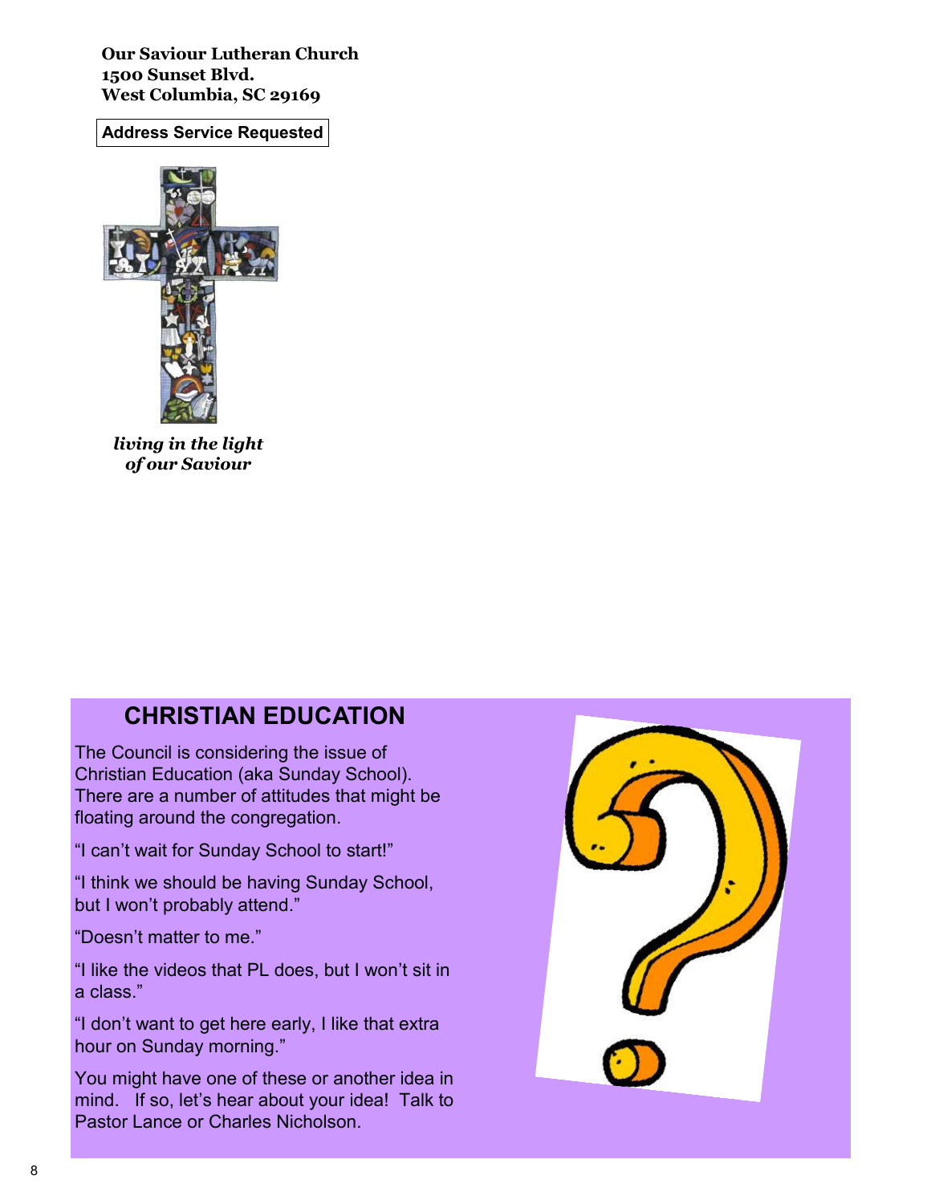**Our Saviour Lutheran Church**
**1500 Sunset Blvd.**
**West Columbia, SC 29169**

Address Service Requested

***living in the light of our Saviour***

## CHRISTIAN EDUCATION

The Council is considering the issue of Christian Education (aka Sunday School). There are a number of attitudes that might be floating around the congregation.

"I can't wait for Sunday School to start!"

"I think we should be having Sunday School, but I won't probably attend."

"Doesn't matter to me."

"I like the videos that PL does, but I won't sit in a class."

"I don't want to get here early, I like that extra hour on Sunday morning."

You might have one of these or another idea in mind. If so, let's hear about your idea! Talk to Pastor Lance or Charles Nicholson.